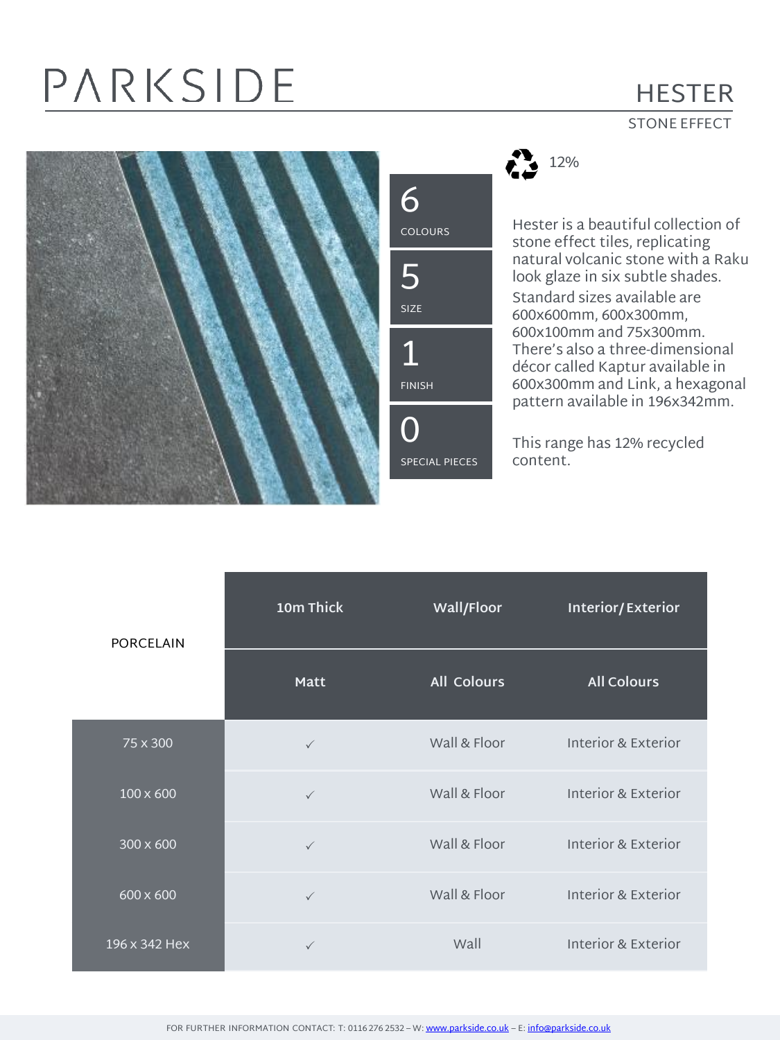# PARKSIDE

## HESTER

STONE EFFECT

| | |
|---|---|
| 6 | COLOURS |
| 5 | SIZE |
| 1 | FINISH |
| 0 | SPECIAL PIECES |

12%

Hester is a beautiful collection of stone effect tiles, replicating natural volcanic stone with a Raku look glaze in six subtle shades. Standard sizes available are 600x600mm, 600x300mm, 600x100mm and 75x300mm. There's also a three-dimensional décor called Kaptur available in 600x300mm and Link, a hexagonal pattern available in 196x342mm.

This range has 12% recycled content.

| PORCELAIN | 10m Thick | Wall/Floor | Interior/Exterior |
|---|---|---|---|
| | Matt | All Colours | All Colours |
| 75 x 300 | ✓ | Wall & Floor | Interior & Exterior |
| 100 x 600 | ✓ | Wall & Floor | Interior & Exterior |
| 300 x 600 | ✓ | Wall & Floor | Interior & Exterior |
| 600 x 600 | ✓ | Wall & Floor | Interior & Exterior |
| 196 x 342 Hex | ✓ | Wall | Interior & Exterior |

FOR FURTHER INFORMATION CONTACT: T: 0116 276 2532 – W: www.parkside.co.uk – E: info@parkside.co.uk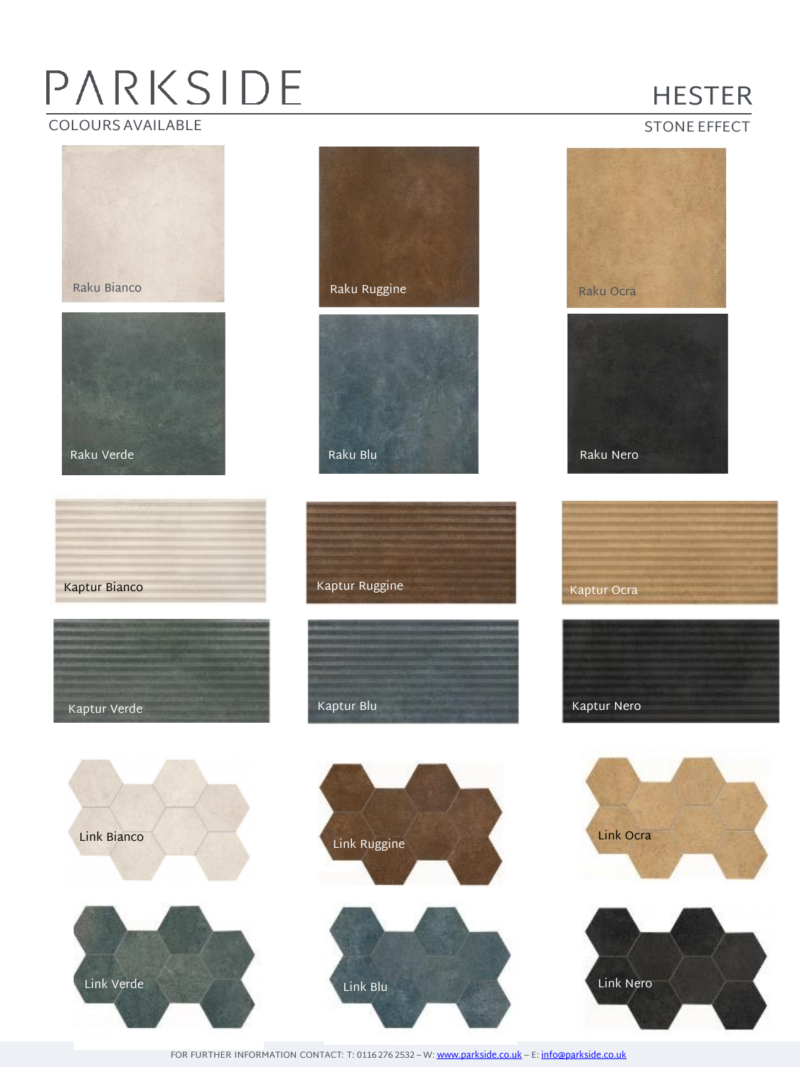# PARKSIDE

## HESTER

COLOURS AVAILABLE

STONE EFFECT

Raku Bianco

Raku Ruggine

Raku Ocra

Raku Verde

Raku Blu

Raku Nero

Kaptur Bianco

Kaptur Ruggine

Kaptur Ocra

Kaptur Verde

Kaptur Blu

Kaptur Nero

Link Bianco

Link Ruggine

Link Ocra

Link Verde

Link Blu

Link Nero

FOR FURTHER INFORMATION CONTACT: T: 0116 276 2532 – W: www.parkside.co.uk – E: info@parkside.co.uk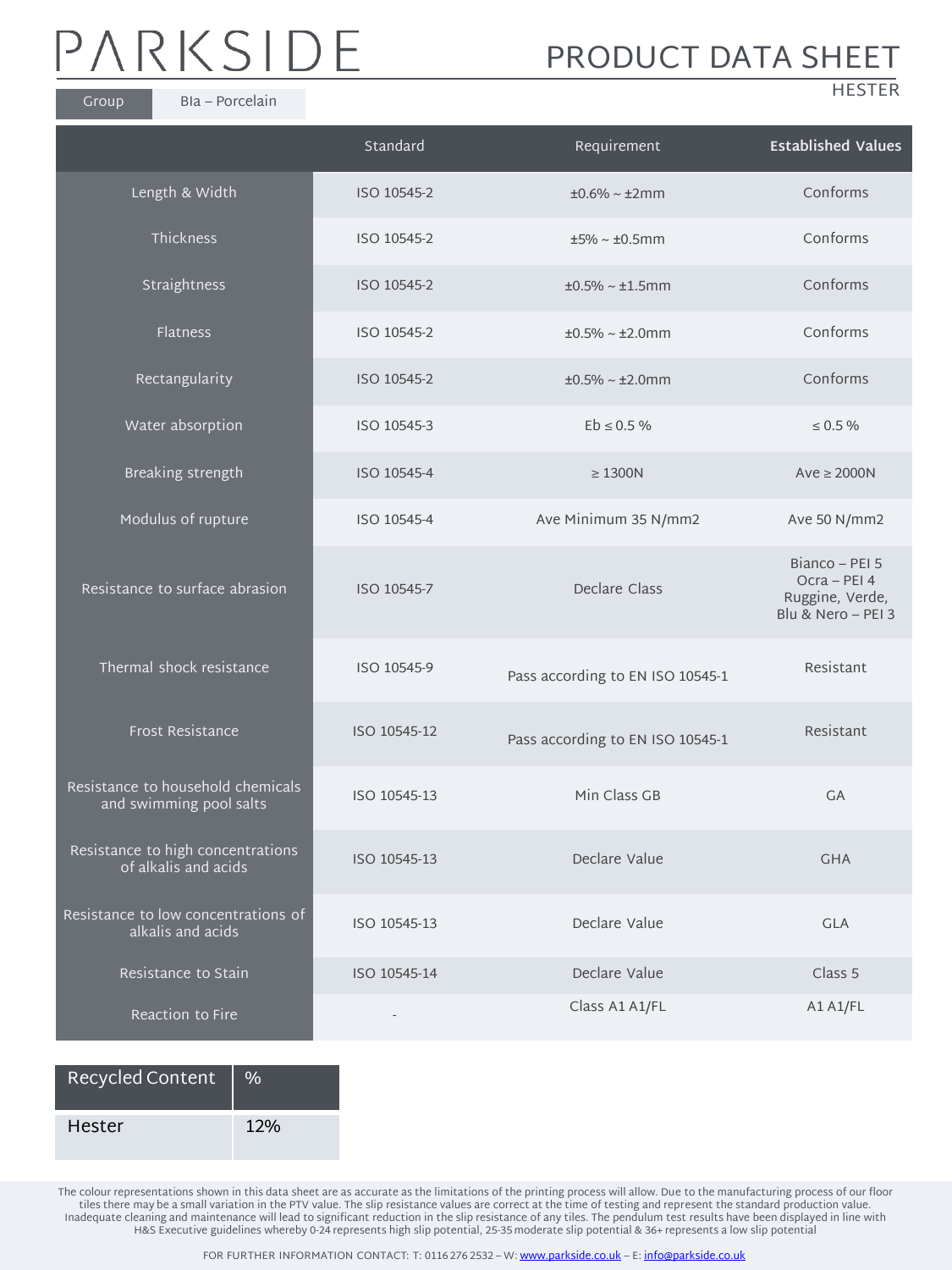# PARKSIDE

## PRODUCT DATA SHEET

HESTER

| Group | BIa – Porcelain |
|---|---|

| | Standard | Requirement | Established Values |
|---|---|---|---|
| Length & Width | ISO 10545-2 | ±0.6% ~ ±2mm | Conforms |
| Thickness | ISO 10545-2 | ±5% ~ ±0.5mm | Conforms |
| Straightness | ISO 10545-2 | ±0.5% ~ ±1.5mm | Conforms |
| Flatness | ISO 10545-2 | ±0.5% ~ ±2.0mm | Conforms |
| Rectangularity | ISO 10545-2 | ±0.5% ~ ±2.0mm | Conforms |
| Water absorption | ISO 10545-3 | Eb ≤ 0.5 % | ≤ 0.5 % |
| Breaking strength | ISO 10545-4 | ≥ 1300N | Ave ≥ 2000N |
| Modulus of rupture | ISO 10545-4 | Ave Minimum 35 N/mm2 | Ave 50 N/mm2 |
| Resistance to surface abrasion | ISO 10545-7 | Declare Class | Bianco – PEI 5<br>Ocra – PEI 4<br>Ruggine, Verde, Blu & Nero – PEI 3 |
| Thermal shock resistance | ISO 10545-9 | Pass according to EN ISO 10545-1 | Resistant |
| Frost Resistance | ISO 10545-12 | Pass according to EN ISO 10545-1 | Resistant |
| Resistance to household chemicals and swimming pool salts | ISO 10545-13 | Min Class GB | GA |
| Resistance to high concentrations of alkalis and acids | ISO 10545-13 | Declare Value | GHA |
| Resistance to low concentrations of alkalis and acids | ISO 10545-13 | Declare Value | GLA |
| Resistance to Stain | ISO 10545-14 | Declare Value | Class 5 |
| Reaction to Fire | - | Class A1 A1/FL | A1 A1/FL |

| Recycled Content | % |
|---|---|
| Hester | 12% |

The colour representations shown in this data sheet are as accurate as the limitations of the printing process will allow. Due to the manufacturing process of our floor tiles there may be a small variation in the PTV value. The slip resistance values are correct at the time of testing and represent the standard production value. Inadequate cleaning and maintenance will lead to significant reduction in the slip resistance of any tiles. The pendulum test results have been displayed in line with H&S Executive guidelines whereby 0-24 represents high slip potential, 25-35 moderate slip potential & 36+ represents a low slip potential

FOR FURTHER INFORMATION CONTACT: T: 0116 276 2532 – W: www.parkside.co.uk – E: info@parkside.co.uk